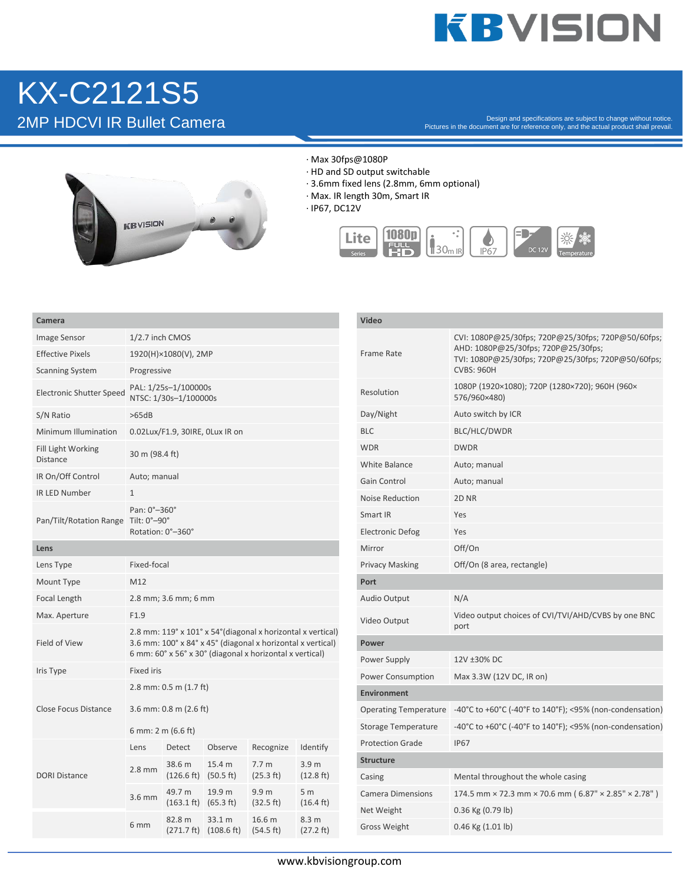# KX-C2121S5

## 2MP HDCVI IR Bullet Camera

Design and specifications are subject to change without notice.
Pictures in the document are for reference only, and the actual product shall prevail.

- Max 30fps@1080P
- HD and SD output switchable
- 3.6mm fixed lens (2.8mm, 6mm optional)
- Max. IR length 30m, Smart IR
- IP67, DC12V

| **Camera** | | | | | |
|---|---|---|---|---|---|
| Image Sensor | 1/2.7 inch CMOS | | | | |
| Effective Pixels | 1920(H)×1080(V), 2MP | | | | |
| Scanning System | Progressive | | | | |
| Electronic Shutter Speed | PAL: 1/25s–1/100000s<br>NTSC: 1/30s–1/100000s | | | | |
| S/N Ratio | >65dB | | | | |
| Minimum Illumination | 0.02Lux/F1.9, 30IRE, 0Lux IR on | | | | |
| Fill Light Working Distance | 30 m (98.4 ft) | | | | |
| IR On/Off Control | Auto; manual | | | | |
| IR LED Number | 1 | | | | |
| Pan/Tilt/Rotation Range | Pan: 0°–360°<br>Tilt: 0°–90°<br>Rotation: 0°–360° | | | | |
| **Lens** | | | | | |
| Lens Type | Fixed-focal | | | | |
| Mount Type | M12 | | | | |
| Focal Length | 2.8 mm; 3.6 mm; 6 mm | | | | |
| Max. Aperture | F1.9 | | | | |
| Field of View | 2.8 mm: 119° x 101° x 54°(diagonal x horizontal x vertical)<br>3.6 mm: 100° x 84° x 45° (diagonal x horizontal x vertical)<br>6 mm: 60° x 56° x 30° (diagonal x horizontal x vertical) | | | | |
| Iris Type | Fixed iris | | | | |
| Close Focus Distance | 2.8 mm: 0.5 m (1.7 ft)<br>3.6 mm: 0.8 m (2.6 ft)<br>6 mm: 2 m (6.6 ft) | | | | |
| DORI Distance | Lens | Detect | Observe | Recognize | Identify |
| | 2.8 mm | 38.6 m (126.6 ft) | 15.4 m (50.5 ft) | 7.7 m (25.3 ft) | 3.9 m (12.8 ft) |
| | 3.6 mm | 49.7 m (163.1 ft) | 19.9 m (65.3 ft) | 9.9 m (32.5 ft) | 5 m (16.4 ft) |
| | 6 mm | 82.8 m (271.7 ft) | 33.1 m (108.6 ft) | 16.6 m (54.5 ft) | 8.3 m (27.2 ft) |

| **Video** | |
|---|---|
| Frame Rate | CVI: 1080P@25/30fps; 720P@25/30fps; 720P@50/60fps;<br>AHD: 1080P@25/30fps; 720P@25/30fps;<br>TVI: 1080P@25/30fps; 720P@25/30fps; 720P@50/60fps;<br>CVBS: 960H |
| Resolution | 1080P (1920×1080); 720P (1280×720); 960H (960×576/960×480) |
| Day/Night | Auto switch by ICR |
| BLC | BLC/HLC/DWDR |
| WDR | DWDR |
| White Balance | Auto; manual |
| Gain Control | Auto; manual |
| Noise Reduction | 2D NR |
| Smart IR | Yes |
| Electronic Defog | Yes |
| Mirror | Off/On |
| Privacy Masking | Off/On (8 area, rectangle) |
| **Port** | |
| Audio Output | N/A |
| Video Output | Video output choices of CVI/TVI/AHD/CVBS by one BNC port |
| **Power** | |
| Power Supply | 12V ±30% DC |
| Power Consumption | Max 3.3W (12V DC, IR on) |
| **Environment** | |
| Operating Temperature | -40°C to +60°C (-40°F to 140°F); <95% (non-condensation) |
| Storage Temperature | -40°C to +60°C (-40°F to 140°F); <95% (non-condensation) |
| Protection Grade | IP67 |
| **Structure** | |
| Casing | Mental throughout the whole casing |
| Camera Dimensions | 174.5 mm × 72.3 mm × 70.6 mm ( 6.87" × 2.85" × 2.78" ) |
| Net Weight | 0.36 Kg (0.79 lb) |
| Gross Weight | 0.46 Kg (1.01 lb) |

www.kbvisiongroup.com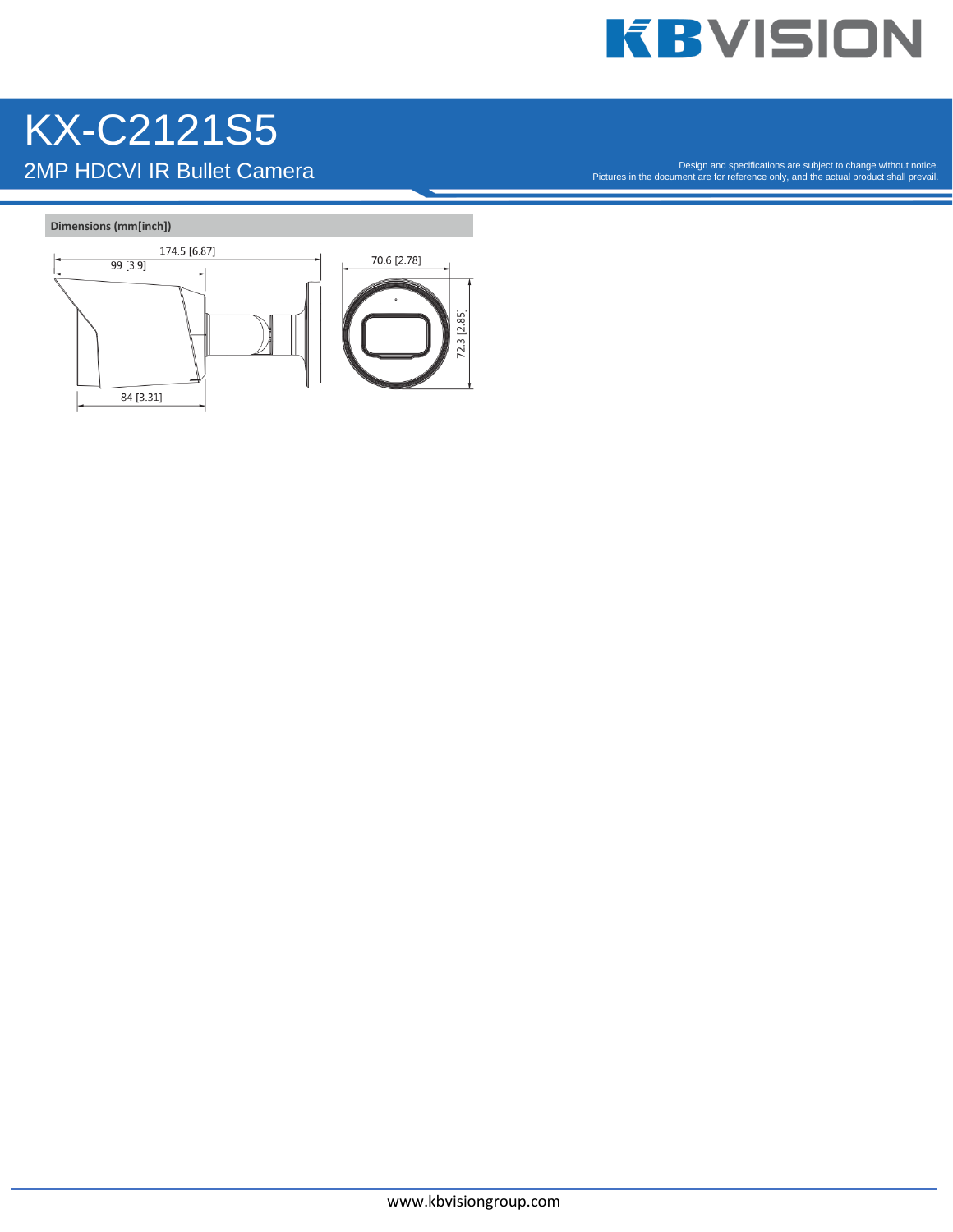# KX-C2121S5

## 2MP HDCVI IR Bullet Camera

Design and specifications are subject to change without notice.
Pictures in the document are for reference only, and the actual product shall prevail.

**Dimensions (mm[inch])**

174.5 [6.87]
99 [3.9]
84 [3.31]
70.6 [2.78]
72.3 [2.85]

www.kbvisiongroup.com